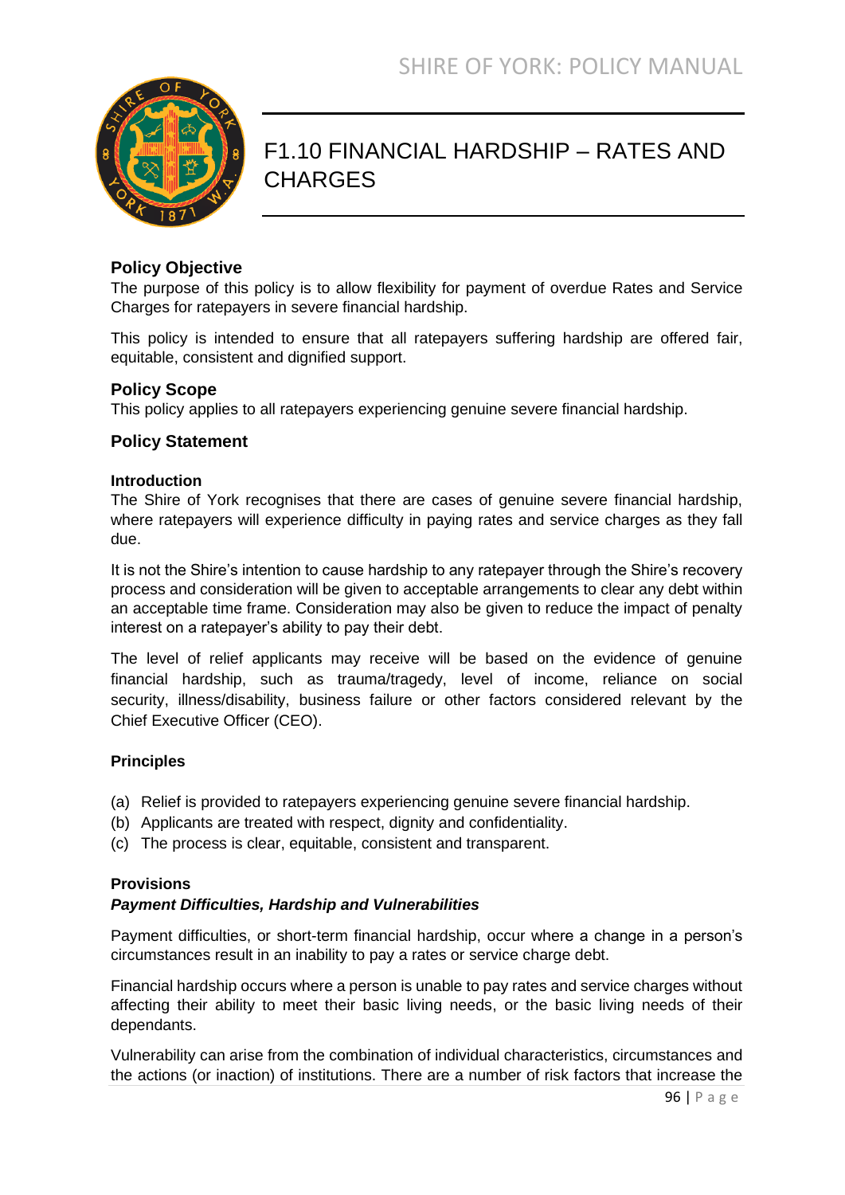# F1.10 FINANCIAL HARDSHIP – RATES AND CHARGES

### Policy Objective

The purpose of this policy is to allow flexibility for payment of overdue Rates and Service Charges for ratepayers in severe financial hardship.

This policy is intended to ensure that all ratepayers suffering hardship are offered fair, equitable, consistent and dignified support.

### Policy Scope

This policy applies to all ratepayers experiencing genuine severe financial hardship.

### Policy Statement

**Introduction**

The Shire of York recognises that there are cases of genuine severe financial hardship, where ratepayers will experience difficulty in paying rates and service charges as they fall due.

It is not the Shire's intention to cause hardship to any ratepayer through the Shire's recovery process and consideration will be given to acceptable arrangements to clear any debt within an acceptable time frame. Consideration may also be given to reduce the impact of penalty interest on a ratepayer's ability to pay their debt.

The level of relief applicants may receive will be based on the evidence of genuine financial hardship, such as trauma/tragedy, level of income, reliance on social security, illness/disability, business failure or other factors considered relevant by the Chief Executive Officer (CEO).

**Principles**

(a) Relief is provided to ratepayers experiencing genuine severe financial hardship.
(b) Applicants are treated with respect, dignity and confidentiality.
(c) The process is clear, equitable, consistent and transparent.

**Provisions**

***Payment Difficulties, Hardship and Vulnerabilities***

Payment difficulties, or short-term financial hardship, occur where a change in a person's circumstances result in an inability to pay a rates or service charge debt.

Financial hardship occurs where a person is unable to pay rates and service charges without affecting their ability to meet their basic living needs, or the basic living needs of their dependants.

Vulnerability can arise from the combination of individual characteristics, circumstances and the actions (or inaction) of institutions. There are a number of risk factors that increase the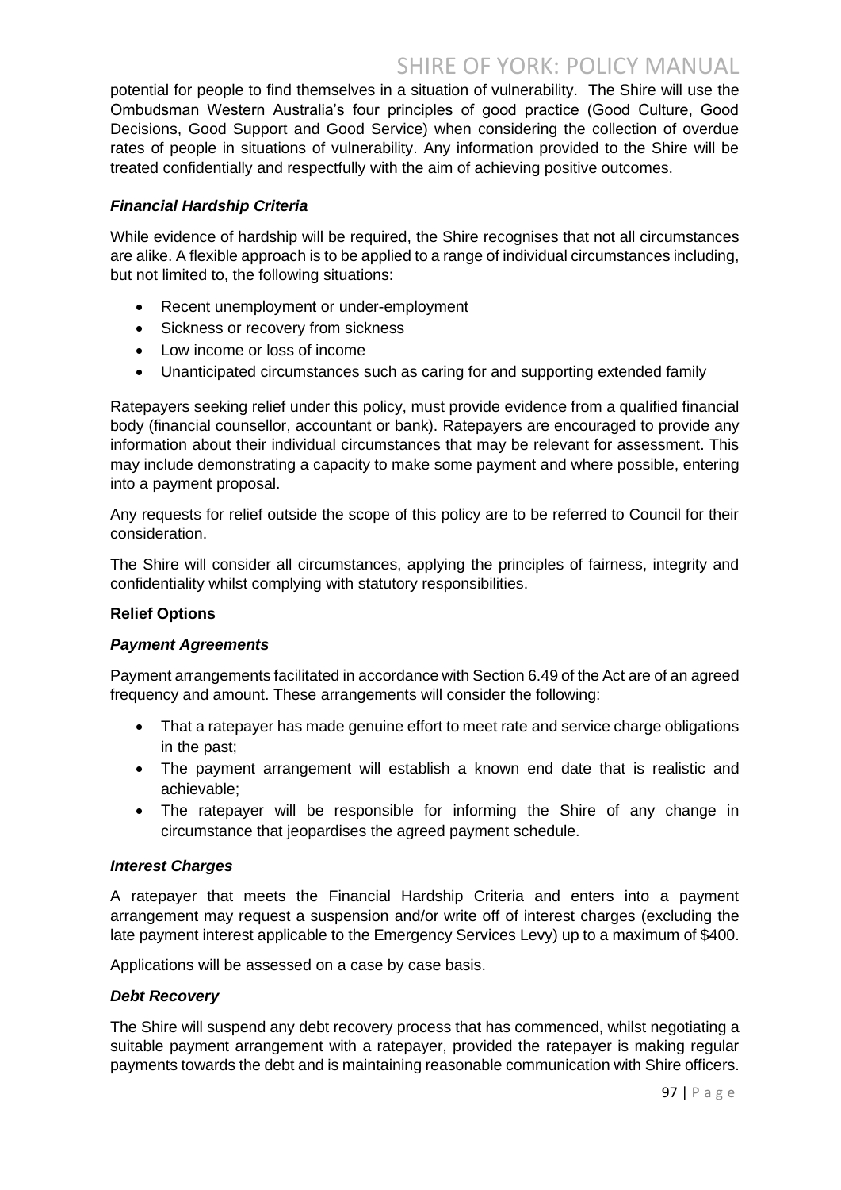potential for people to find themselves in a situation of vulnerability. The Shire will use the Ombudsman Western Australia's four principles of good practice (Good Culture, Good Decisions, Good Support and Good Service) when considering the collection of overdue rates of people in situations of vulnerability. Any information provided to the Shire will be treated confidentially and respectfully with the aim of achieving positive outcomes.

***Financial Hardship Criteria***

While evidence of hardship will be required, the Shire recognises that not all circumstances are alike. A flexible approach is to be applied to a range of individual circumstances including, but not limited to, the following situations:

- Recent unemployment or under-employment
- Sickness or recovery from sickness
- Low income or loss of income
- Unanticipated circumstances such as caring for and supporting extended family

Ratepayers seeking relief under this policy, must provide evidence from a qualified financial body (financial counsellor, accountant or bank). Ratepayers are encouraged to provide any information about their individual circumstances that may be relevant for assessment. This may include demonstrating a capacity to make some payment and where possible, entering into a payment proposal.

Any requests for relief outside the scope of this policy are to be referred to Council for their consideration.

The Shire will consider all circumstances, applying the principles of fairness, integrity and confidentiality whilst complying with statutory responsibilities.

**Relief Options**

***Payment Agreements***

Payment arrangements facilitated in accordance with Section 6.49 of the Act are of an agreed frequency and amount. These arrangements will consider the following:

- That a ratepayer has made genuine effort to meet rate and service charge obligations in the past;
- The payment arrangement will establish a known end date that is realistic and achievable;
- The ratepayer will be responsible for informing the Shire of any change in circumstance that jeopardises the agreed payment schedule.

***Interest Charges***

A ratepayer that meets the Financial Hardship Criteria and enters into a payment arrangement may request a suspension and/or write off of interest charges (excluding the late payment interest applicable to the Emergency Services Levy) up to a maximum of $400.

Applications will be assessed on a case by case basis.

***Debt Recovery***

The Shire will suspend any debt recovery process that has commenced, whilst negotiating a suitable payment arrangement with a ratepayer, provided the ratepayer is making regular payments towards the debt and is maintaining reasonable communication with Shire officers.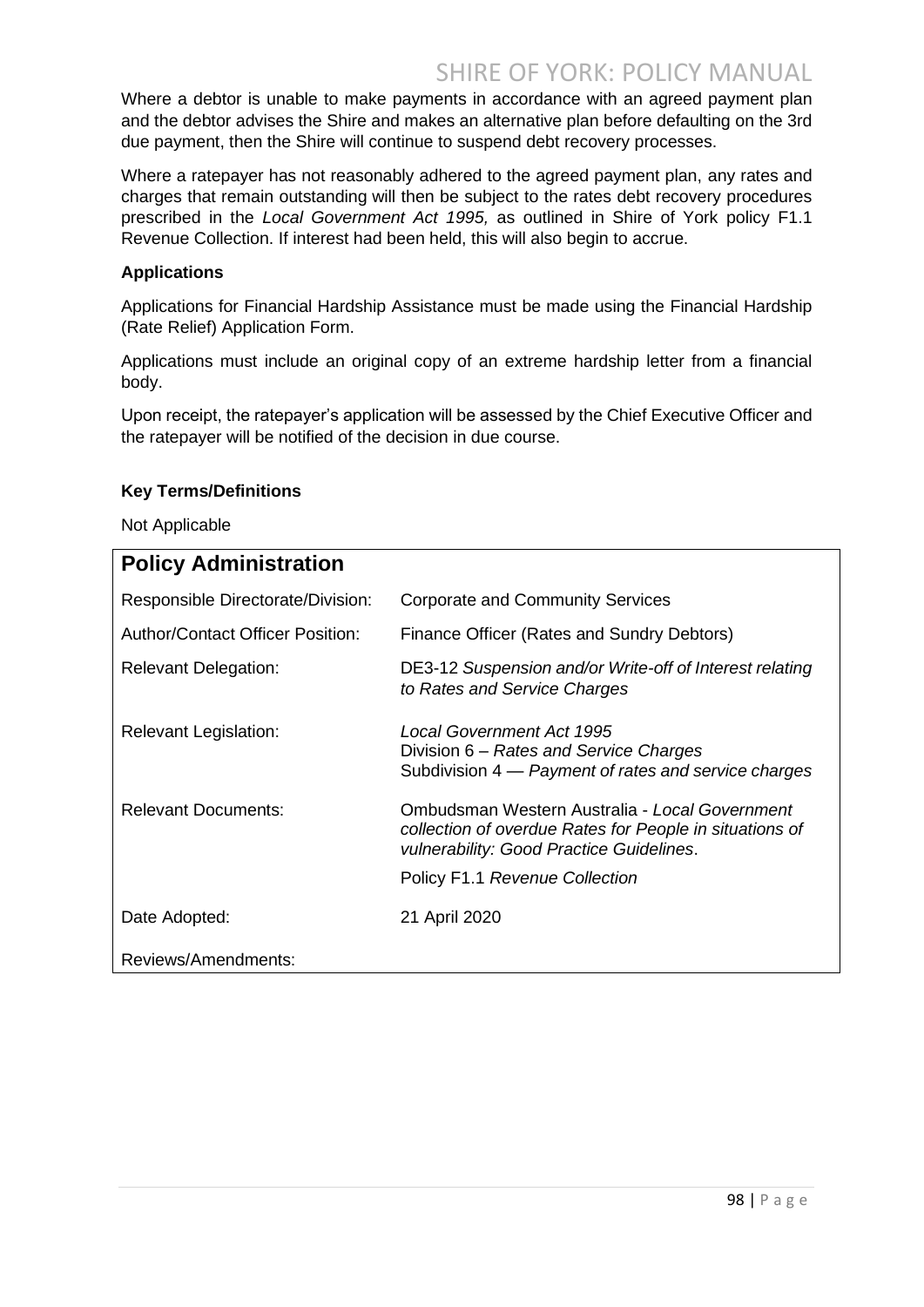Where a debtor is unable to make payments in accordance with an agreed payment plan and the debtor advises the Shire and makes an alternative plan before defaulting on the 3rd due payment, then the Shire will continue to suspend debt recovery processes.

Where a ratepayer has not reasonably adhered to the agreed payment plan, any rates and charges that remain outstanding will then be subject to the rates debt recovery procedures prescribed in the *Local Government Act 1995,* as outlined in Shire of York policy F1.1 Revenue Collection. If interest had been held, this will also begin to accrue.

**Applications**

Applications for Financial Hardship Assistance must be made using the Financial Hardship (Rate Relief) Application Form.

Applications must include an original copy of an extreme hardship letter from a financial body.

Upon receipt, the ratepayer's application will be assessed by the Chief Executive Officer and the ratepayer will be notified of the decision in due course.

**Key Terms/Definitions**

Not Applicable

## Policy Administration

| | |
|---|---|
| Responsible Directorate/Division: | Corporate and Community Services |
| Author/Contact Officer Position: | Finance Officer (Rates and Sundry Debtors) |
| Relevant Delegation: | DE3-12 *Suspension and/or Write-off of Interest relating to Rates and Service Charges* |
| Relevant Legislation: | *Local Government Act 1995*<br>Division 6 – *Rates and Service Charges*<br>Subdivision 4 — *Payment of rates and service charges* |
| Relevant Documents: | Ombudsman Western Australia - *Local Government collection of overdue Rates for People in situations of vulnerability: Good Practice Guidelines*.<br>Policy F1.1 *Revenue Collection* |
| Date Adopted: | 21 April 2020 |
| Reviews/Amendments: | |